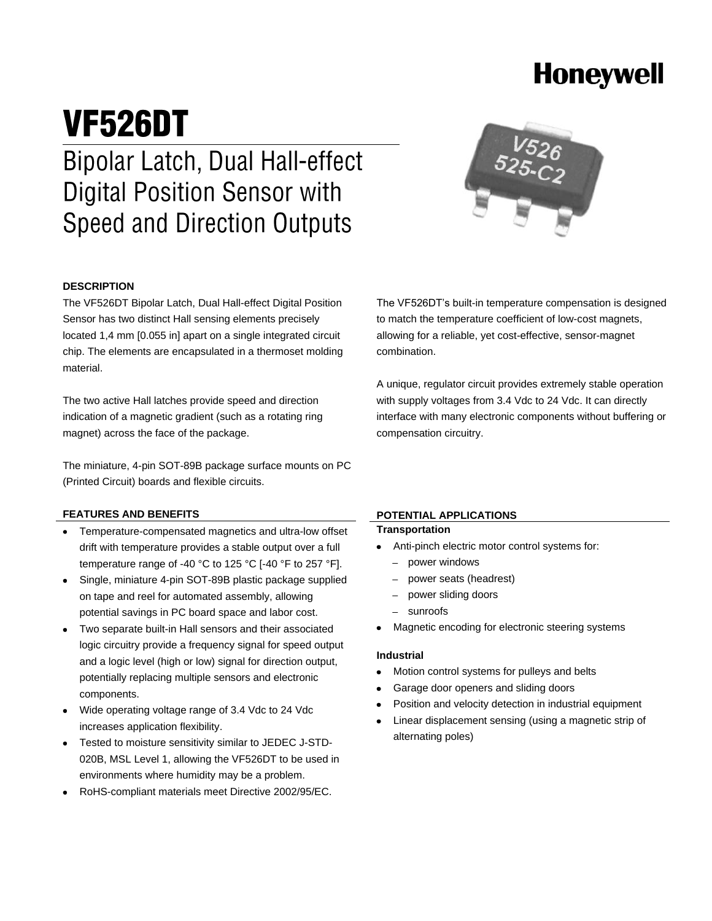Honeywell

# VF526DT

## Bipolar Latch, Dual Hall-effect Digital Position Sensor with Speed and Direction Outputs

### DESCRIPTION

The VF526DT Bipolar Latch, Dual Hall-effect Digital Position Sensor has two distinct Hall sensing elements precisely located 1,4 mm [0.055 in] apart on a single integrated circuit chip. The elements are encapsulated in a thermoset molding material.

The two active Hall latches provide speed and direction indication of a magnetic gradient (such as a rotating ring magnet) across the face of the package.

The miniature, 4-pin SOT-89B package surface mounts on PC (Printed Circuit) boards and flexible circuits.

The VF526DT's built-in temperature compensation is designed to match the temperature coefficient of low-cost magnets, allowing for a reliable, yet cost-effective, sensor-magnet combination.

A unique, regulator circuit provides extremely stable operation with supply voltages from 3.4 Vdc to 24 Vdc. It can directly interface with many electronic components without buffering or compensation circuitry.

### FEATURES AND BENEFITS

- Temperature-compensated magnetics and ultra-low offset drift with temperature provides a stable output over a full temperature range of -40 °C to 125 °C [-40 °F to 257 °F].
- Single, miniature 4-pin SOT-89B plastic package supplied on tape and reel for automated assembly, allowing potential savings in PC board space and labor cost.
- Two separate built-in Hall sensors and their associated logic circuitry provide a frequency signal for speed output and a logic level (high or low) signal for direction output, potentially replacing multiple sensors and electronic components.
- Wide operating voltage range of 3.4 Vdc to 24 Vdc increases application flexibility.
- Tested to moisture sensitivity similar to JEDEC J-STD-020B, MSL Level 1, allowing the VF526DT to be used in environments where humidity may be a problem.
- RoHS-compliant materials meet Directive 2002/95/EC.

### POTENTIAL APPLICATIONS

**Transportation**

- Anti-pinch electric motor control systems for:
  - power windows
  - power seats (headrest)
  - power sliding doors
  - sunroofs
- Magnetic encoding for electronic steering systems

**Industrial**

- Motion control systems for pulleys and belts
- Garage door openers and sliding doors
- Position and velocity detection in industrial equipment
- Linear displacement sensing (using a magnetic strip of alternating poles)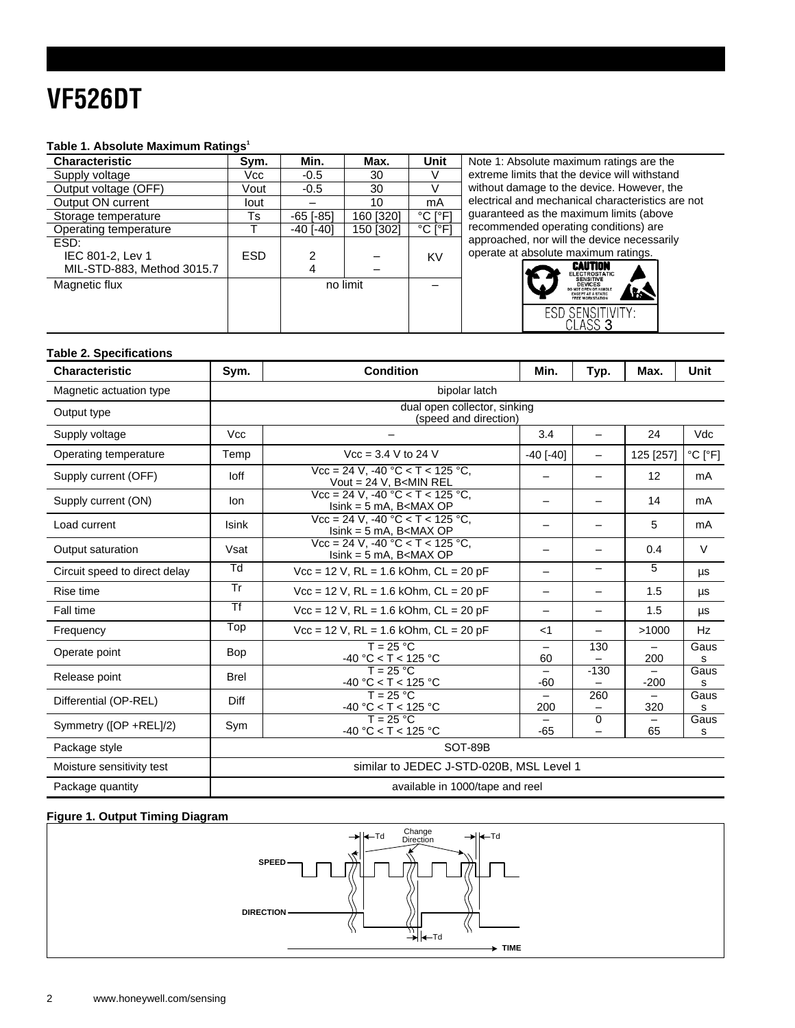# VF526DT

**Table 1. Absolute Maximum Ratings[1]**

| Characteristic | Sym. | Min. | Max. | Unit |
|---|---|---|---|---|
| Supply voltage | Vcc | -0.5 | 30 | V |
| Output voltage (OFF) | Vout | -0.5 | 30 | V |
| Output ON current | Iout | – | 10 | mA |
| Storage temperature | Ts | -65 [-85] | 160 [320] | °C [°F] |
| Operating temperature | T | -40 [-40] | 150 [302] | °C [°F] |
| ESD:<br>IEC 801-2, Lev 1<br>MIL-STD-883, Method 3015.7 | ESD | 2<br>4 | –<br>– | KV |
| Magnetic flux | | no limit | | – |

Note 1: Absolute maximum ratings are the extreme limits that the device will withstand without damage to the device. However, the electrical and mechanical characteristics are not guaranteed as the maximum limits (above recommended operating conditions) are approached, nor will the device necessarily operate at absolute maximum ratings.

CAUTION ELECTROSTATIC SENSITIVE DEVICES DO NOT OPEN OR HANDLE EXCEPT AT A STATIC FREE WORKSTATION

ESD SENSITIVITY: CLASS 3

**Table 2. Specifications**

| Characteristic | Sym. | Condition | Min. | Typ. | Max. | Unit |
|---|---|---|---|---|---|---|
| Magnetic actuation type | bipolar latch | | | | | |
| Output type | dual open collector, sinking (speed and direction) | | | | | |
| Supply voltage | Vcc | – | 3.4 | – | 24 | Vdc |
| Operating temperature | Temp | Vcc = 3.4 V to 24 V | -40 [-40] | – | 125 [257] | °C [°F] |
| Supply current (OFF) | Ioff | Vcc = 24 V, -40 °C < T < 125 °C, Vout = 24 V, B<MIN REL | – | – | 12 | mA |
| Supply current (ON) | Ion | Vcc = 24 V, -40 °C < T < 125 °C, Isink = 5 mA, B<MAX OP | – | – | 14 | mA |
| Load current | Isink | Vcc = 24 V, -40 °C < T < 125 °C, Isink = 5 mA, B<MAX OP | – | – | 5 | mA |
| Output saturation | Vsat | Vcc = 24 V, -40 °C < T < 125 °C, Isink = 5 mA, B<MAX OP | – | – | 0.4 | V |
| Circuit speed to direct delay | Td | Vcc = 12 V, RL = 1.6 kOhm, CL = 20 pF | – | – | 5 | µs |
| Rise time | Tr | Vcc = 12 V, RL = 1.6 kOhm, CL = 20 pF | – | – | 1.5 | µs |
| Fall time | Tf | Vcc = 12 V, RL = 1.6 kOhm, CL = 20 pF | – | – | 1.5 | µs |
| Frequency | Top | Vcc = 12 V, RL = 1.6 kOhm, CL = 20 pF | <1 | – | >1000 | Hz |
| Operate point | Bop | T = 25 °C<br>-40 °C < T < 125 °C | –<br>60 | 130<br>– | –<br>200 | Gauss |
| Release point | Brel | T = 25 °C<br>-40 °C < T < 125 °C | –<br>-60 | -130<br>– | –<br>-200 | Gauss |
| Differential (OP-REL) | Diff | T = 25 °C<br>-40 °C < T < 125 °C | –<br>200 | 260<br>– | –<br>320 | Gauss |
| Symmetry ([OP +REL]/2) | Sym | T = 25 °C<br>-40 °C < T < 125 °C | –<br>-65 | 0<br>– | –<br>65 | Gauss |
| Package style | SOT-89B | | | | | |
| Moisture sensitivity test | similar to JEDEC J-STD-020B, MSL Level 1 | | | | | |
| Package quantity | available in 1000/tape and reel | | | | | |

**Figure 1. Output Timing Diagram**

Td, Change Direction, Td, SPEED, DIRECTION, Td, TIME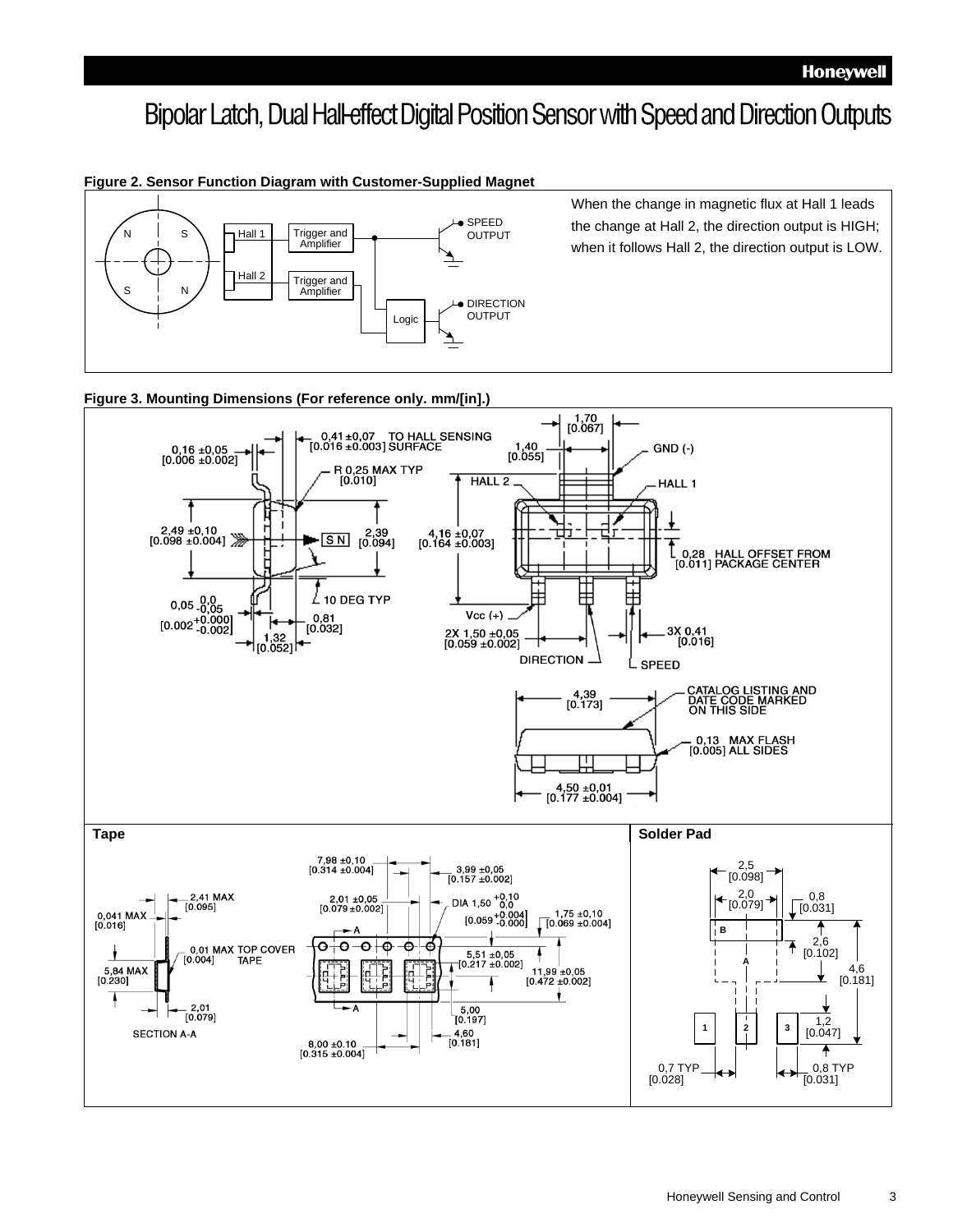# Bipolar Latch, Dual Hall-effect Digital Position Sensor with Speed and Direction Outputs

**Figure 2. Sensor Function Diagram with Customer-Supplied Magnet**

N S S N Hall 1 Hall 2 Trigger and Amplifier Trigger and Amplifier Logic SPEED OUTPUT DIRECTION OUTPUT

When the change in magnetic flux at Hall 1 leads the change at Hall 2, the direction output is HIGH; when it follows Hall 2, the direction output is LOW.

**Figure 3. Mounting Dimensions (For reference only. mm/[in].)**

0,16 ±0,05 [0.006 ±0.002]
0,41 ±0,07 [0.016 ±0.003] TO HALL SENSING SURFACE
R 0,25 MAX TYP [0.010]
2,49 ±0,10 [0.098 ±0.004]
S N
2,39 [0.094]
10 DEG TYP
0,05 +0,0 −0,05 [0.002 +0.000 −0.002]
0,81 [0.032]
1,32 [0.052]

1,70 [0.067]
1,40 [0.055]
GND (-)
HALL 2
HALL 1
4,16 ±0,07 [0.164 ±0.003]
0,28 [0.011] HALL OFFSET FROM PACKAGE CENTER
Vcc (+)
2X 1,50 ±0,05 [0.059 ±0.002]
3X 0,41 [0.016]
DIRECTION
SPEED

4,39 [0.173]
CATALOG LISTING AND DATE CODE MARKED ON THIS SIDE
0,13 MAX FLASH [0.005] ALL SIDES
4,50 ±0,01 [0.177 ±0.004]

**Tape**

0,041 MAX [0.016]
2,41 MAX [0.095]
0,01 MAX TOP COVER [0.004] TAPE
5,84 MAX [0.230]
2,01 [0.079]
SECTION A-A

7,98 ±0,10 [0.314 ±0.004]
3,99 ±0,05 [0.157 ±0.002]
2,01 ±0,05 [0.079 ±0.002]
DIA 1,50 +0,10 −0,0 [0.059 +0.004 −0.000]
1,75 ±0,10 [0.069 ±0.004]
5,51 ±0,05 [0.217 ±0.002]
11,99 ±0,05 [0.472 ±0.002]
5,00 [0.197]
4,60 [0.181]
8,00 ±0.10 [0.315 ±0.004]

**Solder Pad**

2,5 [0.098]
2,0 [0.079]
0,8 [0.031]
2,6 [0.102]
4,6 [0.181]
1,2 [0.047]
0,7 TYP [0.028]
0,8 TYP [0.031]
A B 1 2 3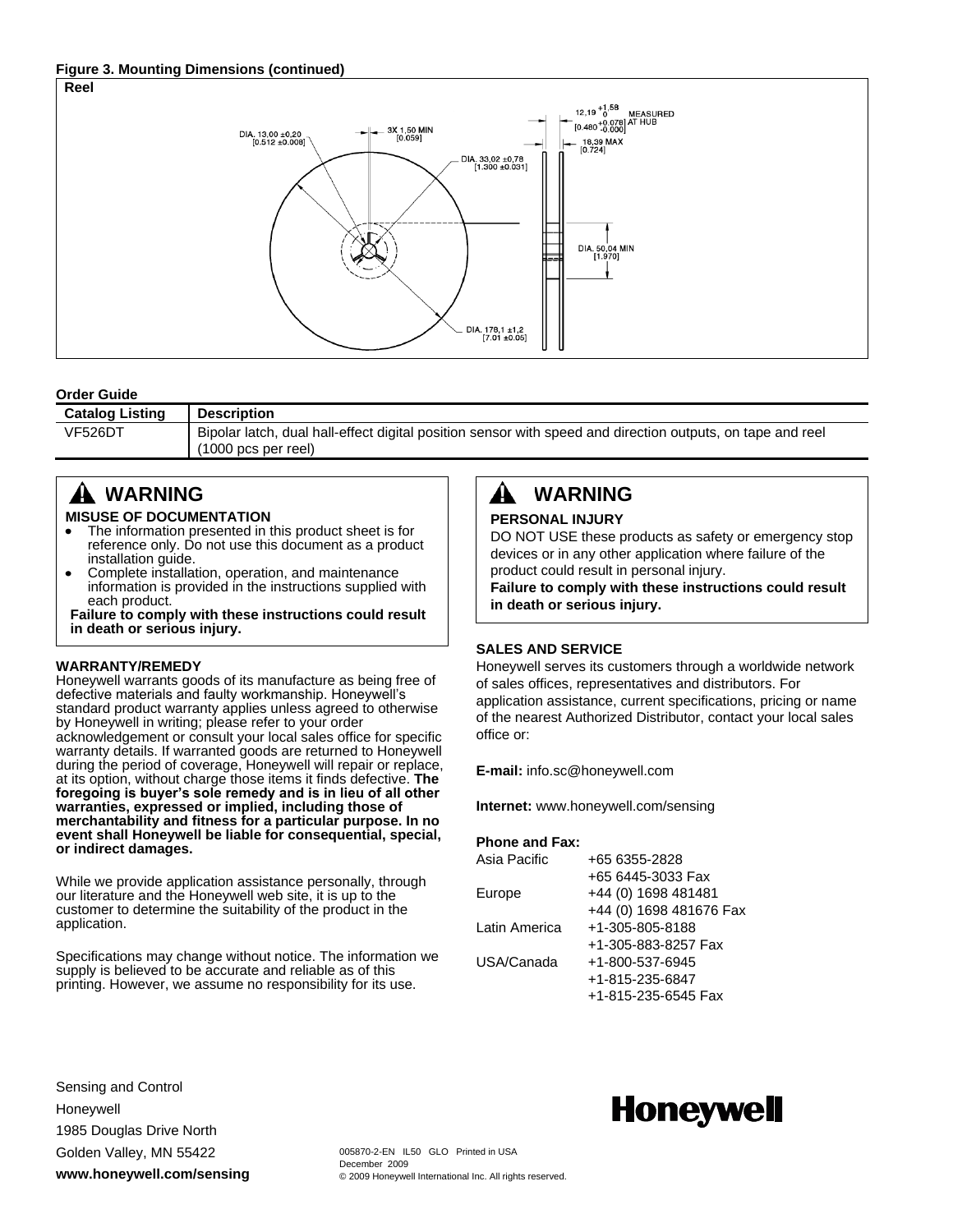**Figure 3. Mounting Dimensions (continued)**

**Reel**

DIA. 13,00 ±0,20 [0.512 ±0.008]

3X 1,50 MIN [0.059]

DIA. 33,02 ±0,78 [1.300 ±0.031]

12,19 $^{+1,58}_{0}$ [0.480 $^{+0.078}_{-0.000}$] MEASURED AT HUB

18,39 MAX [0.724]

DIA. 50,04 MIN [1.970]

DIA. 178,1 ±1,2 [7.01 ±0.05]

**Order Guide**

| Catalog Listing | Description |
|---|---|
| VF526DT | Bipolar latch, dual hall-effect digital position sensor with speed and direction outputs, on tape and reel (1000 pcs per reel) |

## ⚠ WARNING

**MISUSE OF DOCUMENTATION**

- The information presented in this product sheet is for reference only. Do not use this document as a product installation guide.
- Complete installation, operation, and maintenance information is provided in the instructions supplied with each product.

**Failure to comply with these instructions could result in death or serious injury.**

**WARRANTY/REMEDY**

Honeywell warrants goods of its manufacture as being free of defective materials and faulty workmanship. Honeywell's standard product warranty applies unless agreed to otherwise by Honeywell in writing; please refer to your order acknowledgement or consult your local sales office for specific warranty details. If warranted goods are returned to Honeywell during the period of coverage, Honeywell will repair or replace, at its option, without charge those items it finds defective. **The foregoing is buyer's sole remedy and is in lieu of all other warranties, expressed or implied, including those of merchantability and fitness for a particular purpose. In no event shall Honeywell be liable for consequential, special, or indirect damages.**

While we provide application assistance personally, through our literature and the Honeywell web site, it is up to the customer to determine the suitability of the product in the application.

Specifications may change without notice. The information we supply is believed to be accurate and reliable as of this printing. However, we assume no responsibility for its use.

## ⚠ WARNING

**PERSONAL INJURY**

DO NOT USE these products as safety or emergency stop devices or in any other application where failure of the product could result in personal injury.

**Failure to comply with these instructions could result in death or serious injury.**

**SALES AND SERVICE**

Honeywell serves its customers through a worldwide network of sales offices, representatives and distributors. For application assistance, current specifications, pricing or name of the nearest Authorized Distributor, contact your local sales office or:

**E-mail:** info.sc@honeywell.com

**Internet:** www.honeywell.com/sensing

**Phone and Fax:**

| | |
|---|---|
| Asia Pacific | +65 6355-2828 |
| | +65 6445-3033 Fax |
| Europe | +44 (0) 1698 481481 |
| | +44 (0) 1698 481676 Fax |
| Latin America | +1-305-805-8188 |
| | +1-305-883-8257 Fax |
| USA/Canada | +1-800-537-6945 |
| | +1-815-235-6847 |
| | +1-815-235-6545 Fax |

Sensing and Control
Honeywell
1985 Douglas Drive North
Golden Valley, MN 55422
**www.honeywell.com/sensing**

005870-2-EN IL50 GLO Printed in USA
December 2009
© 2009 Honeywell International Inc. All rights reserved.

**Honeywell**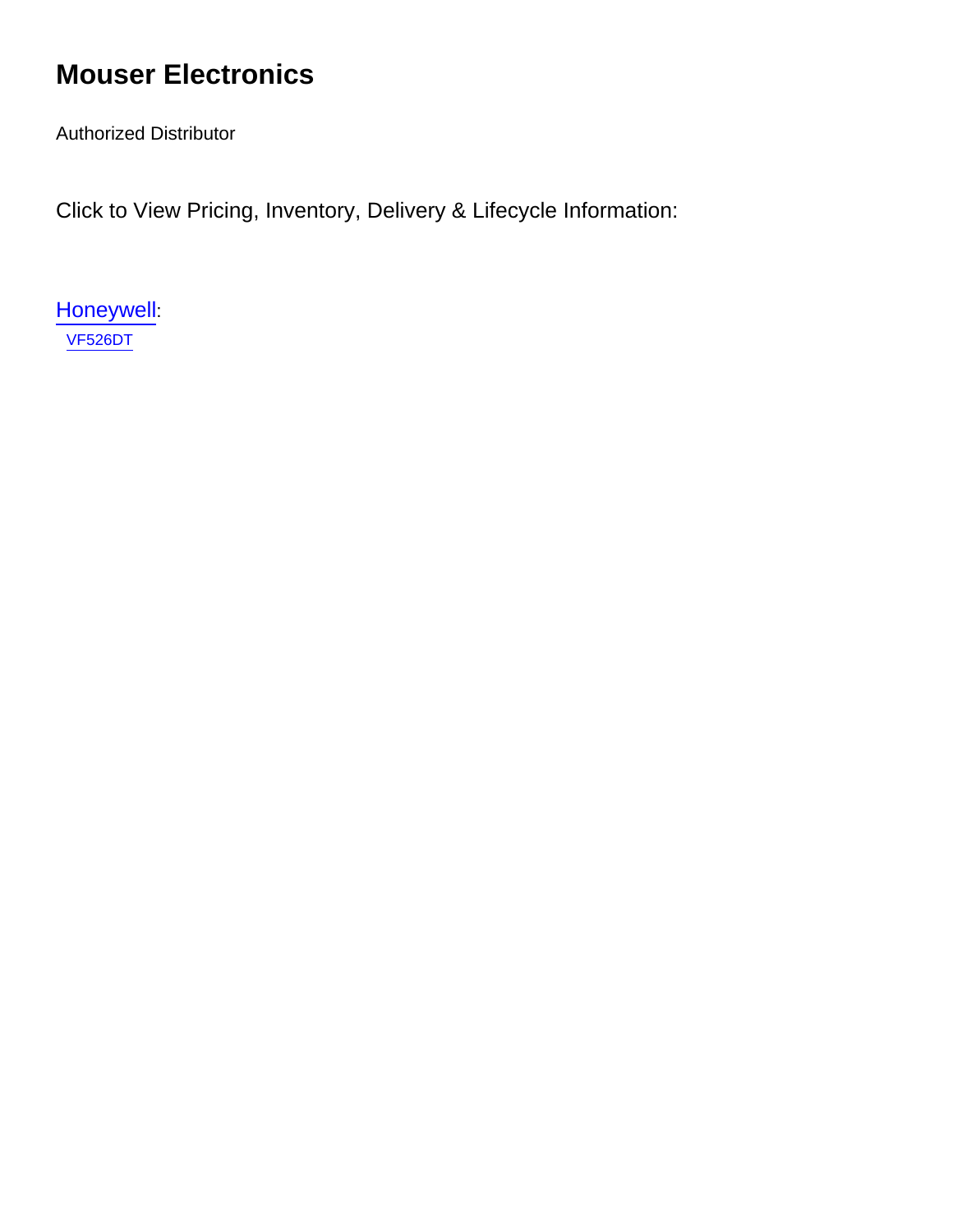# Mouser Electronics

Authorized Distributor

Click to View Pricing, Inventory, Delivery & Lifecycle Information:

Honeywell:

VF526DT